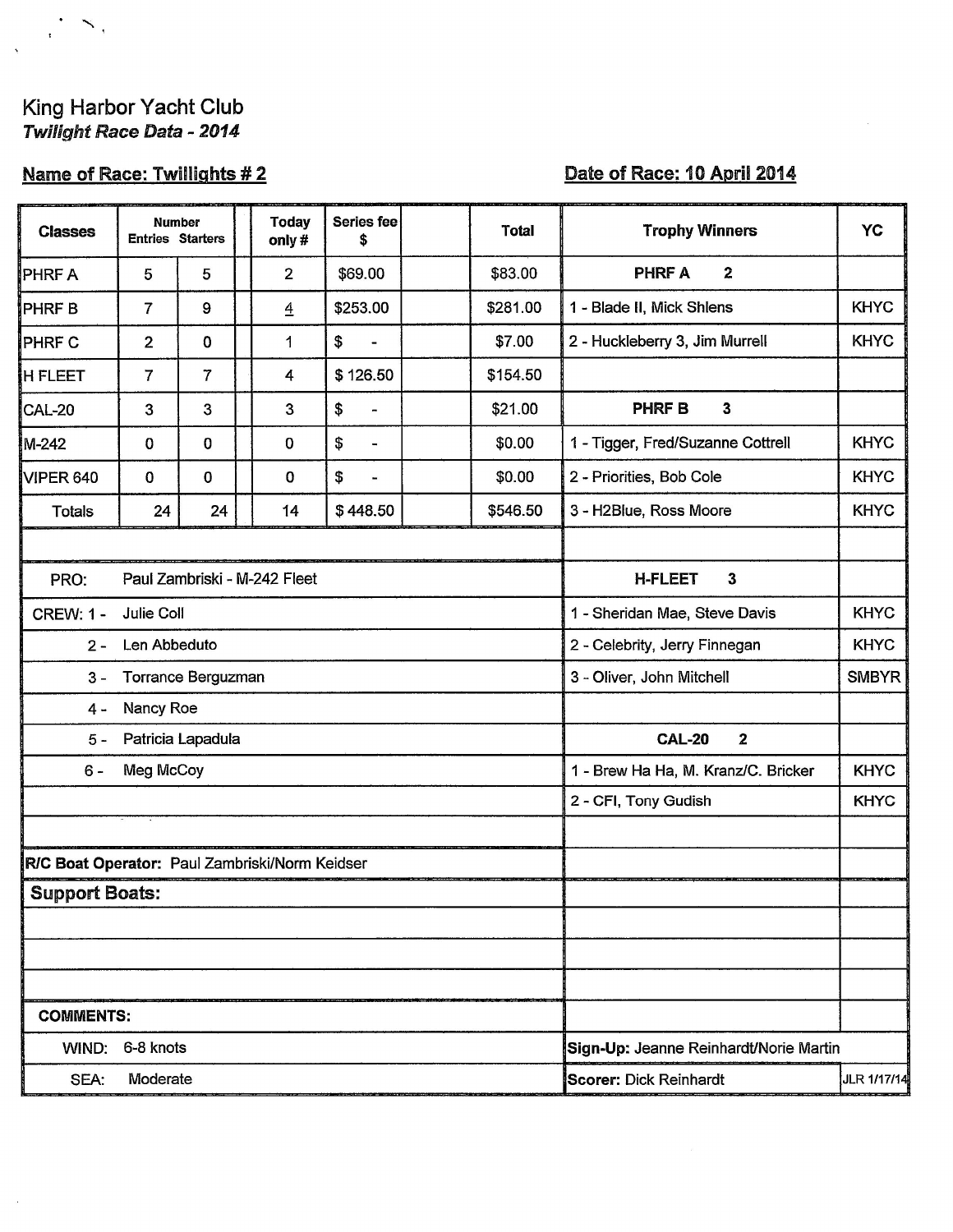# King Harbor Yacht Club

***Twilight Race Data - 2014***

**Name of Race: Twillights # 2** **Date of Race: 10 April 2014**

| Classes | Number Entries | Starters | | Today only # | Series fee $ | | Total |
|---|---|---|---|---|---|---|---|
| PHRF A | 5 | 5 | | 2 | $69.00 | | $83.00 |
| PHRF B | 7 | 9 | | 4 | $253.00 | | $281.00 |
| PHRF C | 2 | 0 | | 1 | $ - | | $7.00 |
| H FLEET | 7 | 7 | | 4 | $ 126.50 | | $154.50 |
| CAL-20 | 3 | 3 | | 3 | $ - | | $21.00 |
| M-242 | 0 | 0 | | 0 | $ - | | $0.00 |
| VIPER 640 | 0 | 0 | | 0 | $ - | | $0.00 |
| Totals | 24 | 24 | | 14 | $ 448.50 | | $546.50 |

PRO: Paul Zambriski - M-242 Fleet

CREW:
1 - Julie Coll
2 - Len Abbeduto
3 - Torrance Berguzman
4 - Nancy Roe
5 - Patricia Lapadula
6 - Meg McCoy

**R/C Boat Operator:** Paul Zambriski/Norm Keidser

**Support Boats:**

**COMMENTS:**

WIND: 6-8 knots

SEA: Moderate

| Trophy Winners | YC |
|---|---|
| **PHRF A 2** | |
| 1 - Blade II, Mick Shlens | KHYC |
| 2 - Huckleberry 3, Jim Murrell | KHYC |
| **PHRF B 3** | |
| 1 - Tigger, Fred/Suzanne Cottrell | KHYC |
| 2 - Priorities, Bob Cole | KHYC |
| 3 - H2Blue, Ross Moore | KHYC |
| **H-FLEET 3** | |
| 1 - Sheridan Mae, Steve Davis | KHYC |
| 2 - Celebrity, Jerry Finnegan | KHYC |
| 3 - Oliver, John Mitchell | SMBYR |
| **CAL-20 2** | |
| 1 - Brew Ha Ha, M. Kranz/C. Bricker | KHYC |
| 2 - CFI, Tony Gudish | KHYC |

**Sign-Up:** Jeanne Reinhardt/Norie Martin

**Scorer:** Dick Reinhardt

JLR 1/17/14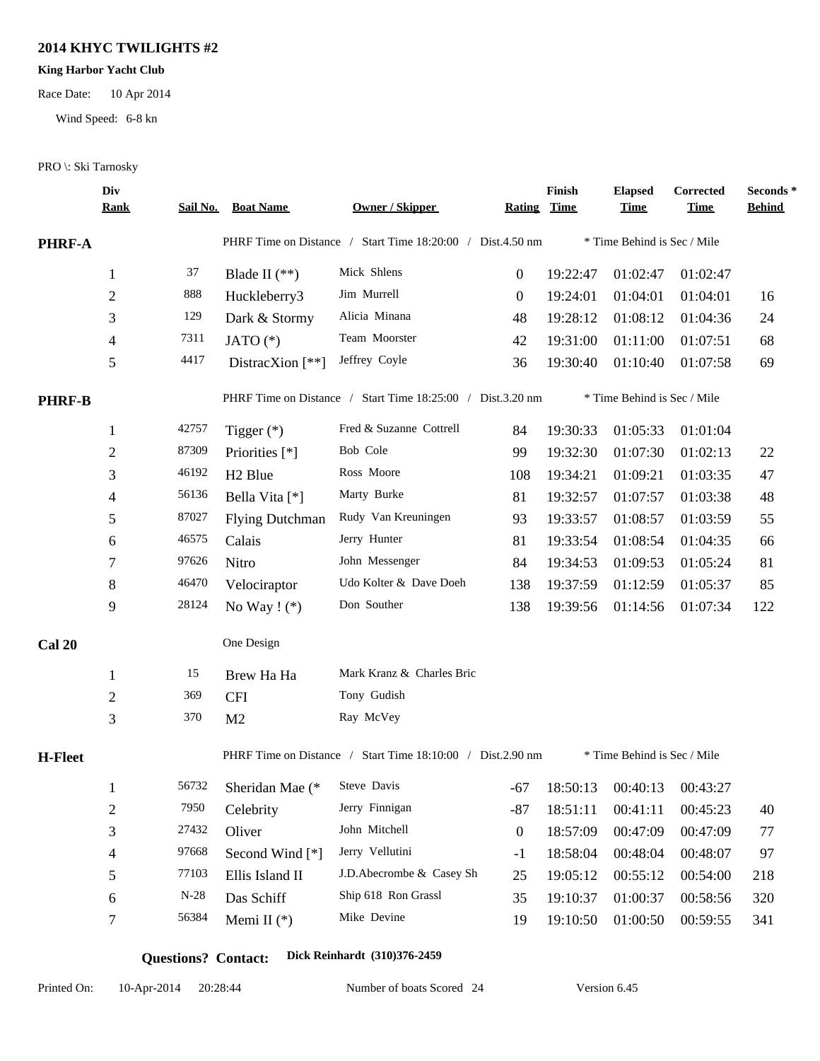# 2014 KHYC TWILIGHTS #2

**King Harbor Yacht Club**

Race Date: 10 Apr 2014

Wind Speed: 6-8 kn

PRO \: Ski Tarnosky

| | Div Rank | Sail No. | Boat Name | Owner / Skipper | Rating | Finish Time | Elapsed Time | Corrected Time | Seconds * Behind |
|---|---|---|---|---|---|---|---|---|---|
| **PHRF-A** | | | PHRF Time on Distance / Start Time 18:20:00 / Dist.4.50 nm | | | | * Time Behind is Sec / Mile | | |
| | 1 | 37 | Blade II (**) | Mick Shlens | 0 | 19:22:47 | 01:02:47 | 01:02:47 | |
| | 2 | 888 | Huckleberry3 | Jim Murrell | 0 | 19:24:01 | 01:04:01 | 01:04:01 | 16 |
| | 3 | 129 | Dark & Stormy | Alicia Minana | 48 | 19:28:12 | 01:08:12 | 01:04:36 | 24 |
| | 4 | 7311 | JATO (*) | Team Moorster | 42 | 19:31:00 | 01:11:00 | 01:07:51 | 68 |
| | 5 | 4417 | DistracXion [**] | Jeffrey Coyle | 36 | 19:30:40 | 01:10:40 | 01:07:58 | 69 |
| **PHRF-B** | | | PHRF Time on Distance / Start Time 18:25:00 / Dist.3.20 nm | | | | * Time Behind is Sec / Mile | | |
| | 1 | 42757 | Tigger (*) | Fred & Suzanne Cottrell | 84 | 19:30:33 | 01:05:33 | 01:01:04 | |
| | 2 | 87309 | Priorities [*] | Bob Cole | 99 | 19:32:30 | 01:07:30 | 01:02:13 | 22 |
| | 3 | 46192 | H2 Blue | Ross Moore | 108 | 19:34:21 | 01:09:21 | 01:03:35 | 47 |
| | 4 | 56136 | Bella Vita [*] | Marty Burke | 81 | 19:32:57 | 01:07:57 | 01:03:38 | 48 |
| | 5 | 87027 | Flying Dutchman | Rudy Van Kreuningen | 93 | 19:33:57 | 01:08:57 | 01:03:59 | 55 |
| | 6 | 46575 | Calais | Jerry Hunter | 81 | 19:33:54 | 01:08:54 | 01:04:35 | 66 |
| | 7 | 97626 | Nitro | John Messenger | 84 | 19:34:53 | 01:09:53 | 01:05:24 | 81 |
| | 8 | 46470 | Velociraptor | Udo Kolter & Dave Doeh | 138 | 19:37:59 | 01:12:59 | 01:05:37 | 85 |
| | 9 | 28124 | No Way ! (*) | Don Souther | 138 | 19:39:56 | 01:14:56 | 01:07:34 | 122 |
| **Cal 20** | | | One Design | | | | | | |
| | 1 | 15 | Brew Ha Ha | Mark Kranz & Charles Bric | | | | | |
| | 2 | 369 | CFI | Tony Gudish | | | | | |
| | 3 | 370 | M2 | Ray McVey | | | | | |
| **H-Fleet** | | | PHRF Time on Distance / Start Time 18:10:00 / Dist.2.90 nm | | | | * Time Behind is Sec / Mile | | |
| | 1 | 56732 | Sheridan Mae (* | Steve Davis | -67 | 18:50:13 | 00:40:13 | 00:43:27 | |
| | 2 | 7950 | Celebrity | Jerry Finnigan | -87 | 18:51:11 | 00:41:11 | 00:45:23 | 40 |
| | 3 | 27432 | Oliver | John Mitchell | 0 | 18:57:09 | 00:47:09 | 00:47:09 | 77 |
| | 4 | 97668 | Second Wind [*] | Jerry Vellutini | -1 | 18:58:04 | 00:48:04 | 00:48:07 | 97 |
| | 5 | 77103 | Ellis Island II | J.D.Abecrombe & Casey Sh | 25 | 19:05:12 | 00:55:12 | 00:54:00 | 218 |
| | 6 | N-28 | Das Schiff | Ship 618 Ron Grassl | 35 | 19:10:37 | 01:00:37 | 00:58:56 | 320 |
| | 7 | 56384 | Memi II (*) | Mike Devine | 19 | 19:10:50 | 01:00:50 | 00:59:55 | 341 |

**Questions? Contact:** **Dick Reinhardt (310)376-2459**

Printed On: 10-Apr-2014 20:28:44 Number of boats Scored 24 Version 6.45